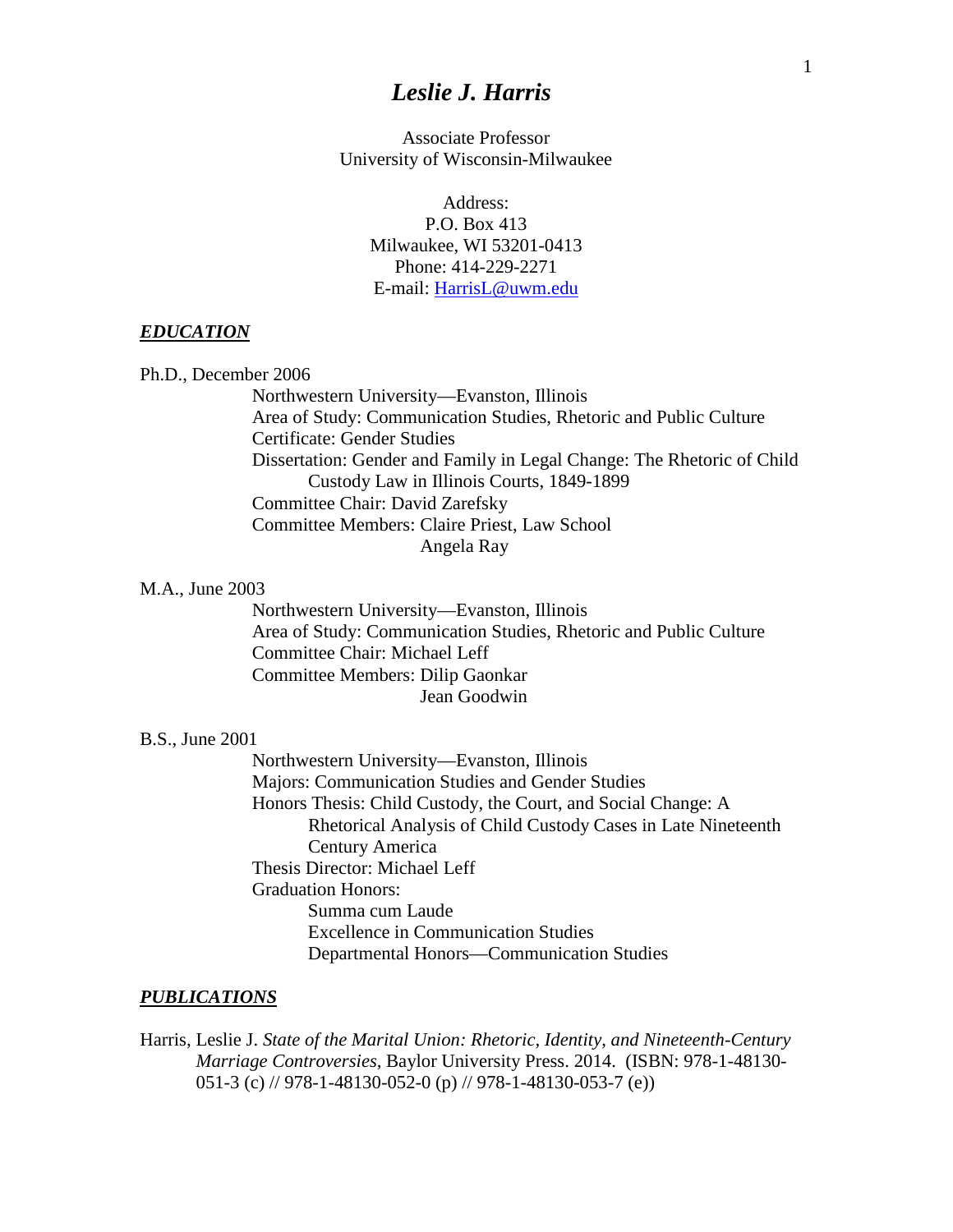# *Leslie J. Harris*

Associate Professor
University of Wisconsin-Milwaukee

Address:
P.O. Box 413
Milwaukee, WI 53201-0413
Phone: 414-229-2271
E-mail: [HarrisL@uwm.edu](mailto:HarrisL@uwm.edu)

## ***EDUCATION***

Ph.D., December 2006

Northwestern University—Evanston, Illinois
Area of Study: Communication Studies, Rhetoric and Public Culture
Certificate: Gender Studies
Dissertation: Gender and Family in Legal Change: The Rhetoric of Child Custody Law in Illinois Courts, 1849-1899
Committee Chair: David Zarefsky
Committee Members: Claire Priest, Law School
Angela Ray

M.A., June 2003

Northwestern University—Evanston, Illinois
Area of Study: Communication Studies, Rhetoric and Public Culture
Committee Chair: Michael Leff
Committee Members: Dilip Gaonkar
Jean Goodwin

B.S., June 2001

Northwestern University—Evanston, Illinois
Majors: Communication Studies and Gender Studies
Honors Thesis: Child Custody, the Court, and Social Change: A Rhetorical Analysis of Child Custody Cases in Late Nineteenth Century America
Thesis Director: Michael Leff
Graduation Honors:
- Summa cum Laude
- Excellence in Communication Studies
- Departmental Honors—Communication Studies

## ***PUBLICATIONS***

Harris, Leslie J. *State of the Marital Union: Rhetoric, Identity, and Nineteenth-Century Marriage Controversies*, Baylor University Press. 2014. (ISBN: 978-1-48130-051-3 (c) // 978-1-48130-052-0 (p) // 978-1-48130-053-7 (e))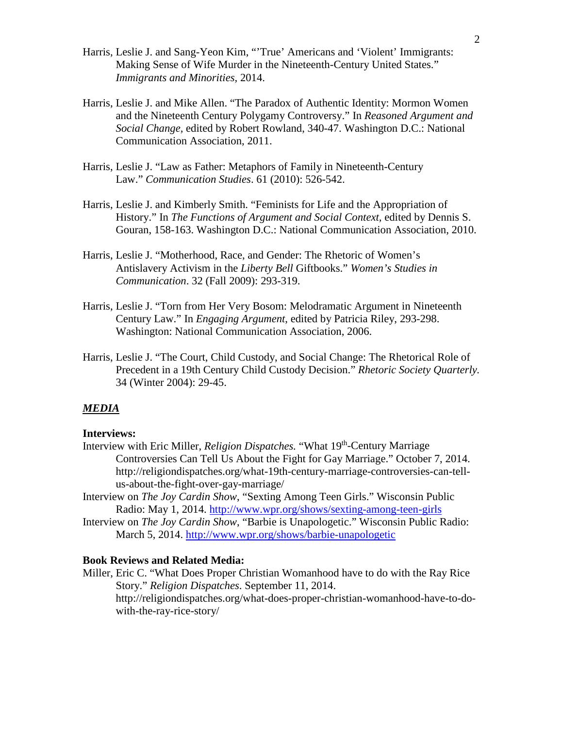Harris, Leslie J. and Sang-Yeon Kim, "'True' Americans and 'Violent' Immigrants: Making Sense of Wife Murder in the Nineteenth-Century United States." *Immigrants and Minorities*, 2014.

Harris, Leslie J. and Mike Allen. "The Paradox of Authentic Identity: Mormon Women and the Nineteenth Century Polygamy Controversy." In *Reasoned Argument and Social Change,* edited by Robert Rowland, 340-47. Washington D.C.: National Communication Association, 2011.

Harris, Leslie J. "Law as Father: Metaphors of Family in Nineteenth-Century Law." *Communication Studies*. 61 (2010): 526-542.

Harris, Leslie J. and Kimberly Smith. "Feminists for Life and the Appropriation of History." In *The Functions of Argument and Social Context,* edited by Dennis S. Gouran, 158-163. Washington D.C.: National Communication Association, 2010.

Harris, Leslie J. "Motherhood, Race, and Gender: The Rhetoric of Women's Antislavery Activism in the *Liberty Bell* Giftbooks." *Women's Studies in Communication*. 32 (Fall 2009): 293-319.

Harris, Leslie J. "Torn from Her Very Bosom: Melodramatic Argument in Nineteenth Century Law." In *Engaging Argument*, edited by Patricia Riley, 293-298. Washington: National Communication Association, 2006.

Harris, Leslie J. "The Court, Child Custody, and Social Change: The Rhetorical Role of Precedent in a 19th Century Child Custody Decision." *Rhetoric Society Quarterly.* 34 (Winter 2004): 29-45.

## ***MEDIA***

**Interviews:**

Interview with Eric Miller, *Religion Dispatches.* "What 19th-Century Marriage Controversies Can Tell Us About the Fight for Gay Marriage." October 7, 2014. http://religiondispatches.org/what-19th-century-marriage-controversies-can-tell-us-about-the-fight-over-gay-marriage/

Interview on *The Joy Cardin Show*, "Sexting Among Teen Girls." Wisconsin Public Radio: May 1, 2014. http://www.wpr.org/shows/sexting-among-teen-girls

Interview on *The Joy Cardin Show*, "Barbie is Unapologetic." Wisconsin Public Radio: March 5, 2014. http://www.wpr.org/shows/barbie-unapologetic

**Book Reviews and Related Media:**

Miller, Eric C. "What Does Proper Christian Womanhood have to do with the Ray Rice Story." *Religion Dispatches*. September 11, 2014. http://religiondispatches.org/what-does-proper-christian-womanhood-have-to-do-with-the-ray-rice-story/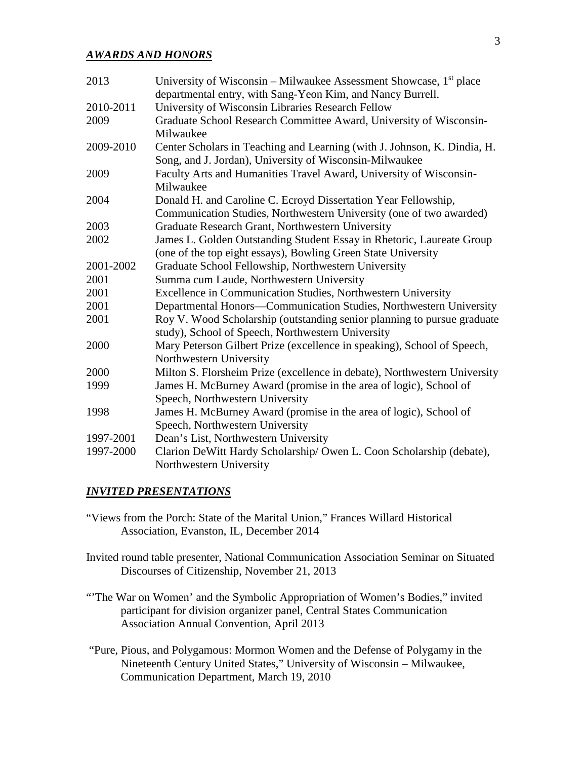## ***AWARDS AND HONORS***

| | |
|---|---|
| 2013 | University of Wisconsin – Milwaukee Assessment Showcase, 1st place departmental entry, with Sang-Yeon Kim, and Nancy Burrell. |
| 2010-2011 | University of Wisconsin Libraries Research Fellow |
| 2009 | Graduate School Research Committee Award, University of Wisconsin-Milwaukee |
| 2009-2010 | Center Scholars in Teaching and Learning (with J. Johnson, K. Dindia, H. Song, and J. Jordan), University of Wisconsin-Milwaukee |
| 2009 | Faculty Arts and Humanities Travel Award, University of Wisconsin-Milwaukee |
| 2004 | Donald H. and Caroline C. Ecroyd Dissertation Year Fellowship, Communication Studies, Northwestern University (one of two awarded) |
| 2003 | Graduate Research Grant, Northwestern University |
| 2002 | James L. Golden Outstanding Student Essay in Rhetoric, Laureate Group (one of the top eight essays), Bowling Green State University |
| 2001-2002 | Graduate School Fellowship, Northwestern University |
| 2001 | Summa cum Laude, Northwestern University |
| 2001 | Excellence in Communication Studies, Northwestern University |
| 2001 | Departmental Honors—Communication Studies, Northwestern University |
| 2001 | Roy V. Wood Scholarship (outstanding senior planning to pursue graduate study), School of Speech, Northwestern University |
| 2000 | Mary Peterson Gilbert Prize (excellence in speaking), School of Speech, Northwestern University |
| 2000 | Milton S. Florsheim Prize (excellence in debate), Northwestern University |
| 1999 | James H. McBurney Award (promise in the area of logic), School of Speech, Northwestern University |
| 1998 | James H. McBurney Award (promise in the area of logic), School of Speech, Northwestern University |
| 1997-2001 | Dean's List, Northwestern University |
| 1997-2000 | Clarion DeWitt Hardy Scholarship/ Owen L. Coon Scholarship (debate), Northwestern University |

## ***INVITED PRESENTATIONS***

"Views from the Porch: State of the Marital Union," Frances Willard Historical Association, Evanston, IL, December 2014

Invited round table presenter, National Communication Association Seminar on Situated Discourses of Citizenship, November 21, 2013

"'The War on Women' and the Symbolic Appropriation of Women's Bodies," invited participant for division organizer panel, Central States Communication Association Annual Convention, April 2013

"Pure, Pious, and Polygamous: Mormon Women and the Defense of Polygamy in the Nineteenth Century United States," University of Wisconsin – Milwaukee, Communication Department, March 19, 2010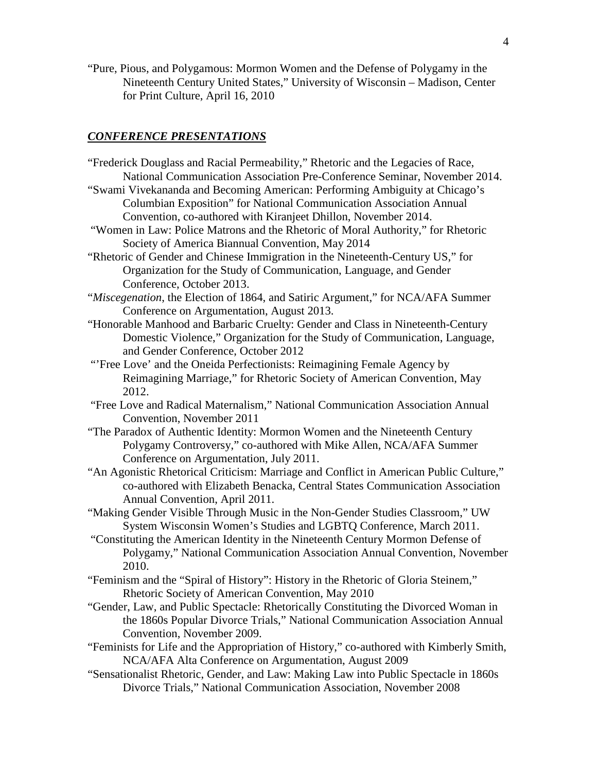"Pure, Pious, and Polygamous: Mormon Women and the Defense of Polygamy in the Nineteenth Century United States," University of Wisconsin – Madison, Center for Print Culture, April 16, 2010

## ***CONFERENCE PRESENTATIONS***

"Frederick Douglass and Racial Permeability," Rhetoric and the Legacies of Race, National Communication Association Pre-Conference Seminar, November 2014.

"Swami Vivekananda and Becoming American: Performing Ambiguity at Chicago's Columbian Exposition" for National Communication Association Annual Convention, co-authored with Kiranjeet Dhillon, November 2014.

"Women in Law: Police Matrons and the Rhetoric of Moral Authority," for Rhetoric Society of America Biannual Convention, May 2014

"Rhetoric of Gender and Chinese Immigration in the Nineteenth-Century US," for Organization for the Study of Communication, Language, and Gender Conference, October 2013.

"*Miscegenation*, the Election of 1864, and Satiric Argument," for NCA/AFA Summer Conference on Argumentation, August 2013.

"Honorable Manhood and Barbaric Cruelty: Gender and Class in Nineteenth-Century Domestic Violence," Organization for the Study of Communication, Language, and Gender Conference, October 2012

"'Free Love' and the Oneida Perfectionists: Reimagining Female Agency by Reimagining Marriage," for Rhetoric Society of American Convention, May 2012.

"Free Love and Radical Maternalism," National Communication Association Annual Convention, November 2011

"The Paradox of Authentic Identity: Mormon Women and the Nineteenth Century Polygamy Controversy," co-authored with Mike Allen, NCA/AFA Summer Conference on Argumentation, July 2011.

"An Agonistic Rhetorical Criticism: Marriage and Conflict in American Public Culture," co-authored with Elizabeth Benacka, Central States Communication Association Annual Convention, April 2011.

"Making Gender Visible Through Music in the Non-Gender Studies Classroom," UW System Wisconsin Women's Studies and LGBTQ Conference, March 2011.

"Constituting the American Identity in the Nineteenth Century Mormon Defense of Polygamy," National Communication Association Annual Convention, November 2010.

"Feminism and the "Spiral of History": History in the Rhetoric of Gloria Steinem," Rhetoric Society of American Convention, May 2010

"Gender, Law, and Public Spectacle: Rhetorically Constituting the Divorced Woman in the 1860s Popular Divorce Trials," National Communication Association Annual Convention, November 2009.

"Feminists for Life and the Appropriation of History," co-authored with Kimberly Smith, NCA/AFA Alta Conference on Argumentation, August 2009

"Sensationalist Rhetoric, Gender, and Law: Making Law into Public Spectacle in 1860s Divorce Trials," National Communication Association, November 2008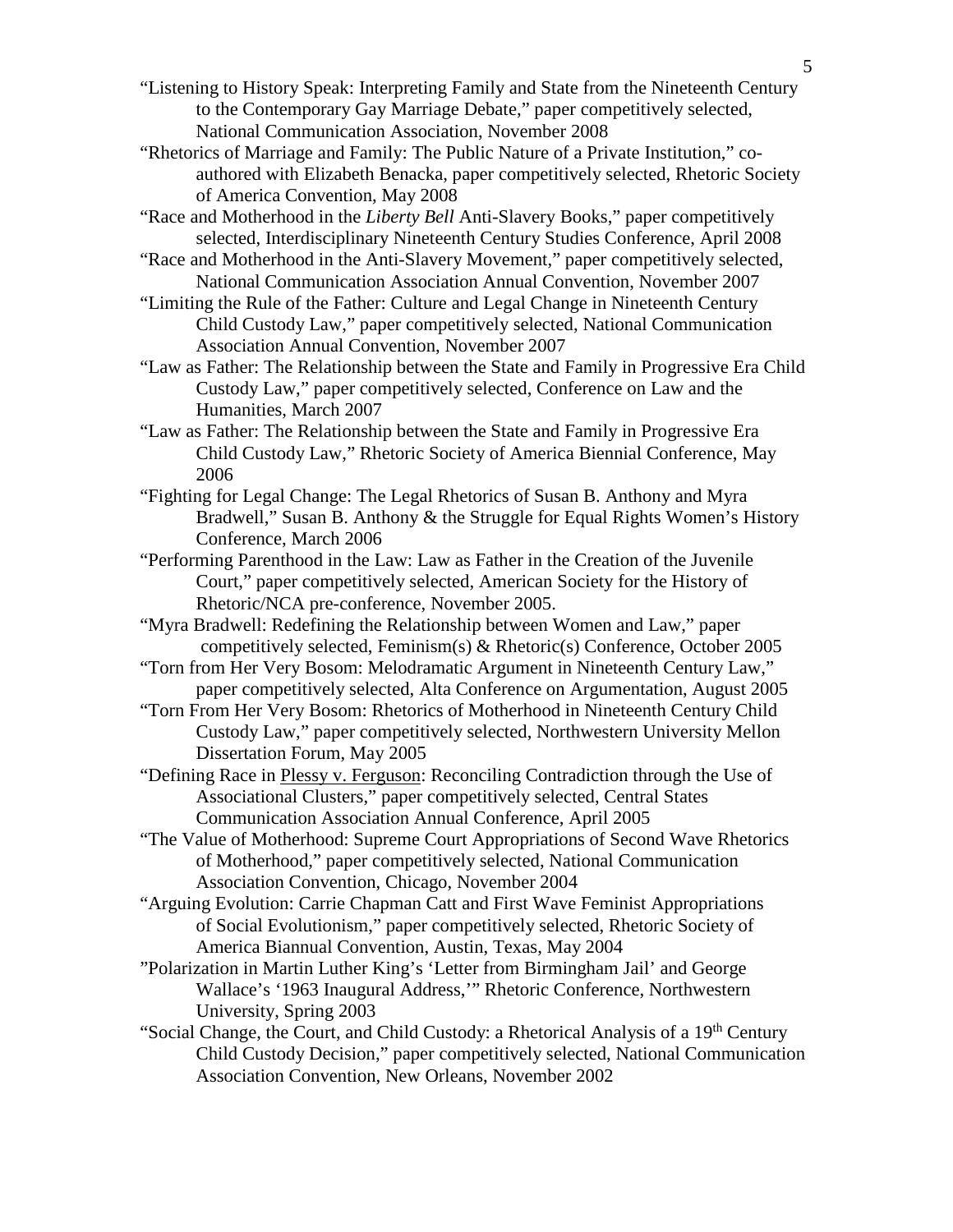"Listening to History Speak: Interpreting Family and State from the Nineteenth Century to the Contemporary Gay Marriage Debate," paper competitively selected, National Communication Association, November 2008

"Rhetorics of Marriage and Family: The Public Nature of a Private Institution," co-authored with Elizabeth Benacka, paper competitively selected, Rhetoric Society of America Convention, May 2008

"Race and Motherhood in the *Liberty Bell* Anti-Slavery Books," paper competitively selected, Interdisciplinary Nineteenth Century Studies Conference, April 2008

"Race and Motherhood in the Anti-Slavery Movement," paper competitively selected, National Communication Association Annual Convention, November 2007

"Limiting the Rule of the Father: Culture and Legal Change in Nineteenth Century Child Custody Law," paper competitively selected, National Communication Association Annual Convention, November 2007

"Law as Father: The Relationship between the State and Family in Progressive Era Child Custody Law," paper competitively selected, Conference on Law and the Humanities, March 2007

"Law as Father: The Relationship between the State and Family in Progressive Era Child Custody Law," Rhetoric Society of America Biennial Conference, May 2006

"Fighting for Legal Change: The Legal Rhetorics of Susan B. Anthony and Myra Bradwell," Susan B. Anthony & the Struggle for Equal Rights Women's History Conference, March 2006

"Performing Parenthood in the Law: Law as Father in the Creation of the Juvenile Court," paper competitively selected, American Society for the History of Rhetoric/NCA pre-conference, November 2005.

"Myra Bradwell: Redefining the Relationship between Women and Law," paper competitively selected, Feminism(s) & Rhetoric(s) Conference, October 2005

"Torn from Her Very Bosom: Melodramatic Argument in Nineteenth Century Law," paper competitively selected, Alta Conference on Argumentation, August 2005

"Torn From Her Very Bosom: Rhetorics of Motherhood in Nineteenth Century Child Custody Law," paper competitively selected, Northwestern University Mellon Dissertation Forum, May 2005

"Defining Race in Plessy v. Ferguson: Reconciling Contradiction through the Use of Associational Clusters," paper competitively selected, Central States Communication Association Annual Conference, April 2005

"The Value of Motherhood: Supreme Court Appropriations of Second Wave Rhetorics of Motherhood," paper competitively selected, National Communication Association Convention, Chicago, November 2004

"Arguing Evolution: Carrie Chapman Catt and First Wave Feminist Appropriations of Social Evolutionism," paper competitively selected, Rhetoric Society of America Biannual Convention, Austin, Texas, May 2004

"Polarization in Martin Luther King's 'Letter from Birmingham Jail' and George Wallace's '1963 Inaugural Address,'" Rhetoric Conference, Northwestern University, Spring 2003

"Social Change, the Court, and Child Custody: a Rhetorical Analysis of a 19th Century Child Custody Decision," paper competitively selected, National Communication Association Convention, New Orleans, November 2002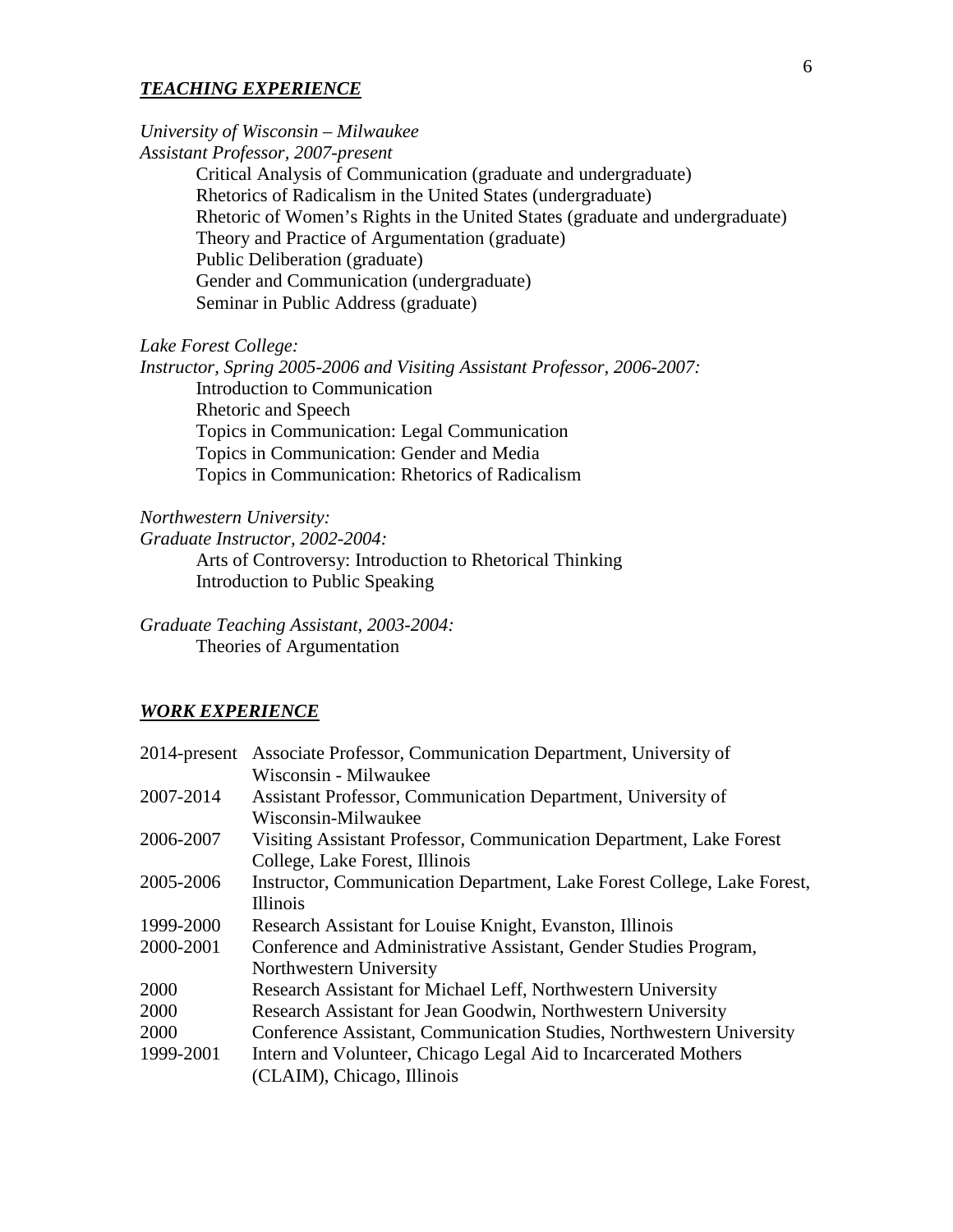## ***TEACHING EXPERIENCE***

*University of Wisconsin – Milwaukee*
*Assistant Professor, 2007-present*

- Critical Analysis of Communication (graduate and undergraduate)
- Rhetorics of Radicalism in the United States (undergraduate)
- Rhetoric of Women's Rights in the United States (graduate and undergraduate)
- Theory and Practice of Argumentation (graduate)
- Public Deliberation (graduate)
- Gender and Communication (undergraduate)
- Seminar in Public Address (graduate)

*Lake Forest College:*
*Instructor, Spring 2005-2006 and Visiting Assistant Professor, 2006-2007:*

- Introduction to Communication
- Rhetoric and Speech
- Topics in Communication: Legal Communication
- Topics in Communication: Gender and Media
- Topics in Communication: Rhetorics of Radicalism

*Northwestern University:*
*Graduate Instructor, 2002-2004:*

- Arts of Controversy: Introduction to Rhetorical Thinking
- Introduction to Public Speaking

*Graduate Teaching Assistant, 2003-2004:*

- Theories of Argumentation

## ***WORK EXPERIENCE***

| | |
|---|---|
| 2014-present | Associate Professor, Communication Department, University of Wisconsin - Milwaukee |
| 2007-2014 | Assistant Professor, Communication Department, University of Wisconsin-Milwaukee |
| 2006-2007 | Visiting Assistant Professor, Communication Department, Lake Forest College, Lake Forest, Illinois |
| 2005-2006 | Instructor, Communication Department, Lake Forest College, Lake Forest, Illinois |
| 1999-2000 | Research Assistant for Louise Knight, Evanston, Illinois |
| 2000-2001 | Conference and Administrative Assistant, Gender Studies Program, Northwestern University |
| 2000 | Research Assistant for Michael Leff, Northwestern University |
| 2000 | Research Assistant for Jean Goodwin, Northwestern University |
| 2000 | Conference Assistant, Communication Studies, Northwestern University |
| 1999-2001 | Intern and Volunteer, Chicago Legal Aid to Incarcerated Mothers (CLAIM), Chicago, Illinois |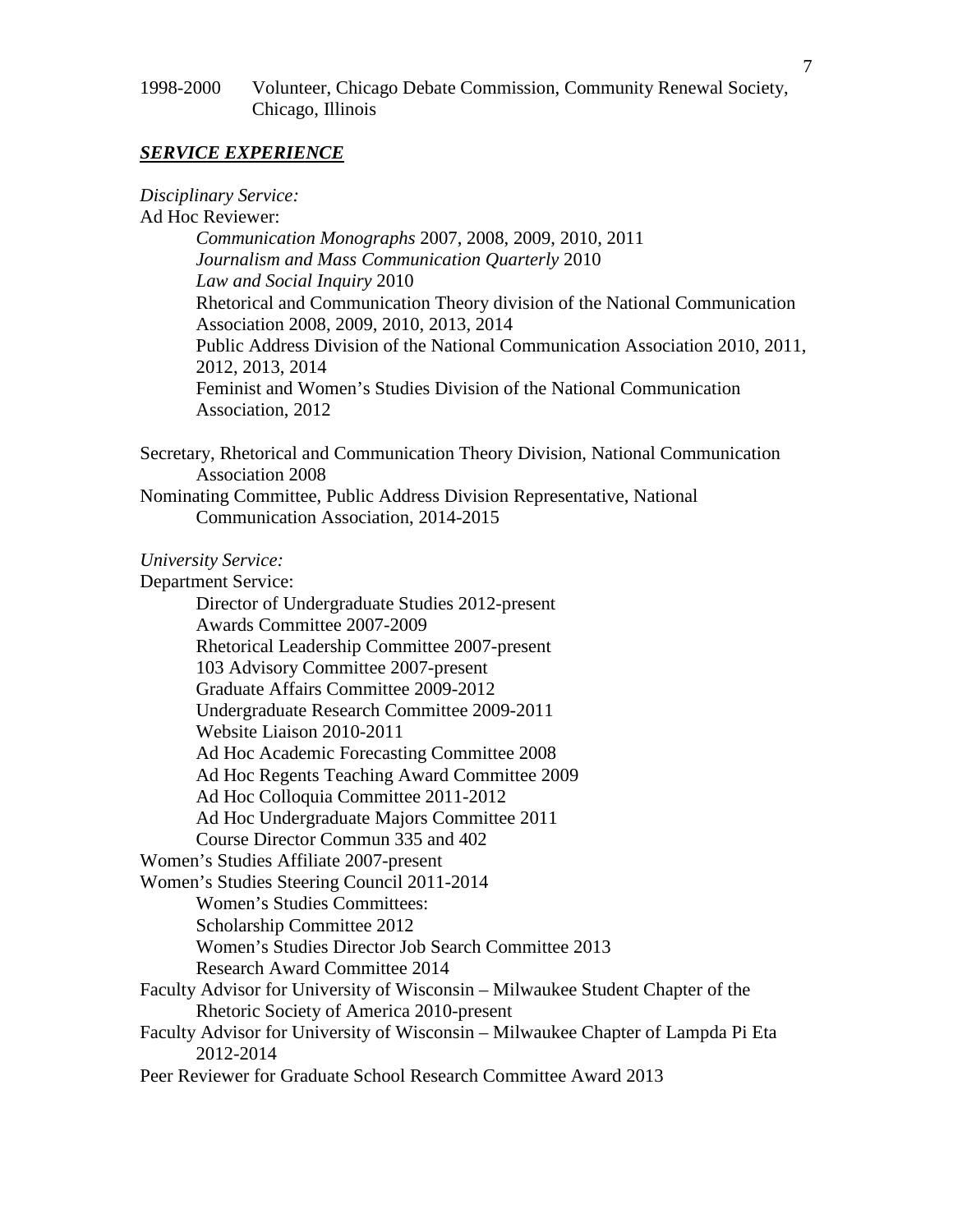1998-2000 Volunteer, Chicago Debate Commission, Community Renewal Society, Chicago, Illinois

## ***SERVICE EXPERIENCE***

*Disciplinary Service:*

Ad Hoc Reviewer:

- *Communication Monographs* 2007, 2008, 2009, 2010, 2011
- *Journalism and Mass Communication Quarterly* 2010
- *Law and Social Inquiry* 2010
- Rhetorical and Communication Theory division of the National Communication Association 2008, 2009, 2010, 2013, 2014
- Public Address Division of the National Communication Association 2010, 2011, 2012, 2013, 2014
- Feminist and Women's Studies Division of the National Communication Association, 2012

Secretary, Rhetorical and Communication Theory Division, National Communication Association 2008

Nominating Committee, Public Address Division Representative, National Communication Association, 2014-2015

*University Service:*

Department Service:

- Director of Undergraduate Studies 2012-present
- Awards Committee 2007-2009
- Rhetorical Leadership Committee 2007-present
- 103 Advisory Committee 2007-present
- Graduate Affairs Committee 2009-2012
- Undergraduate Research Committee 2009-2011
- Website Liaison 2010-2011
- Ad Hoc Academic Forecasting Committee 2008
- Ad Hoc Regents Teaching Award Committee 2009
- Ad Hoc Colloquia Committee 2011-2012
- Ad Hoc Undergraduate Majors Committee 2011
- Course Director Commun 335 and 402

Women's Studies Affiliate 2007-present

Women's Studies Steering Council 2011-2014

- Women's Studies Committees:
- Scholarship Committee 2012
- Women's Studies Director Job Search Committee 2013
- Research Award Committee 2014

Faculty Advisor for University of Wisconsin – Milwaukee Student Chapter of the Rhetoric Society of America 2010-present

Faculty Advisor for University of Wisconsin – Milwaukee Chapter of Lampda Pi Eta 2012-2014

Peer Reviewer for Graduate School Research Committee Award 2013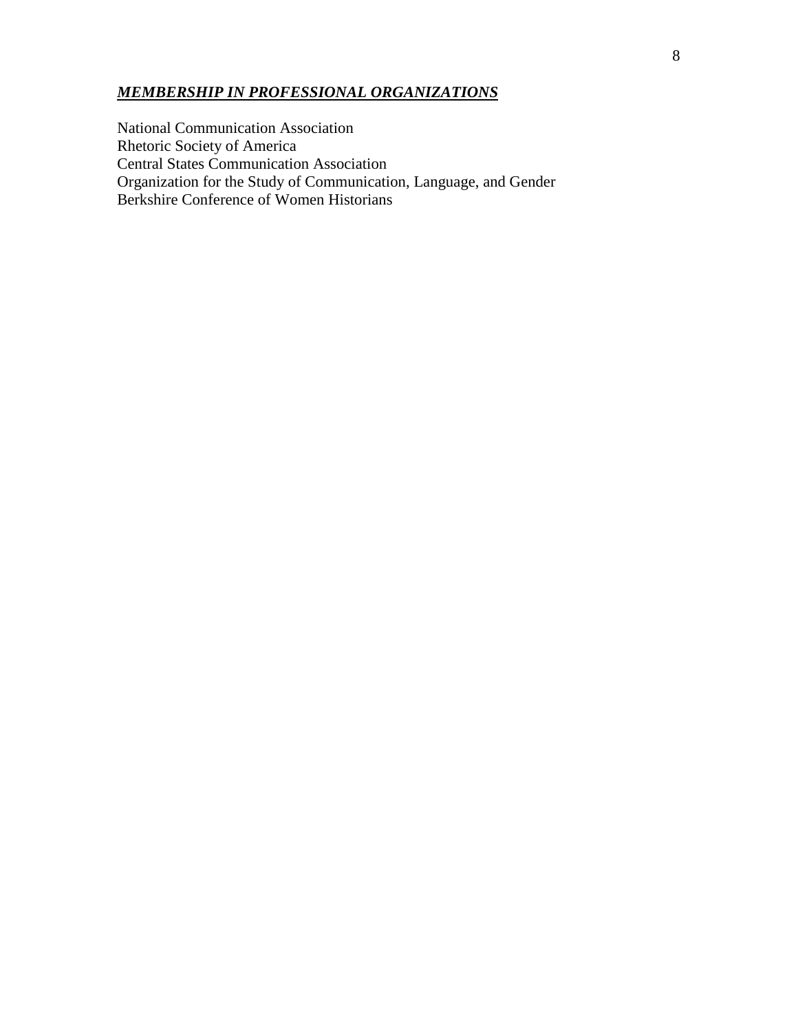## ***MEMBERSHIP IN PROFESSIONAL ORGANIZATIONS***

National Communication Association
Rhetoric Society of America
Central States Communication Association
Organization for the Study of Communication, Language, and Gender
Berkshire Conference of Women Historians